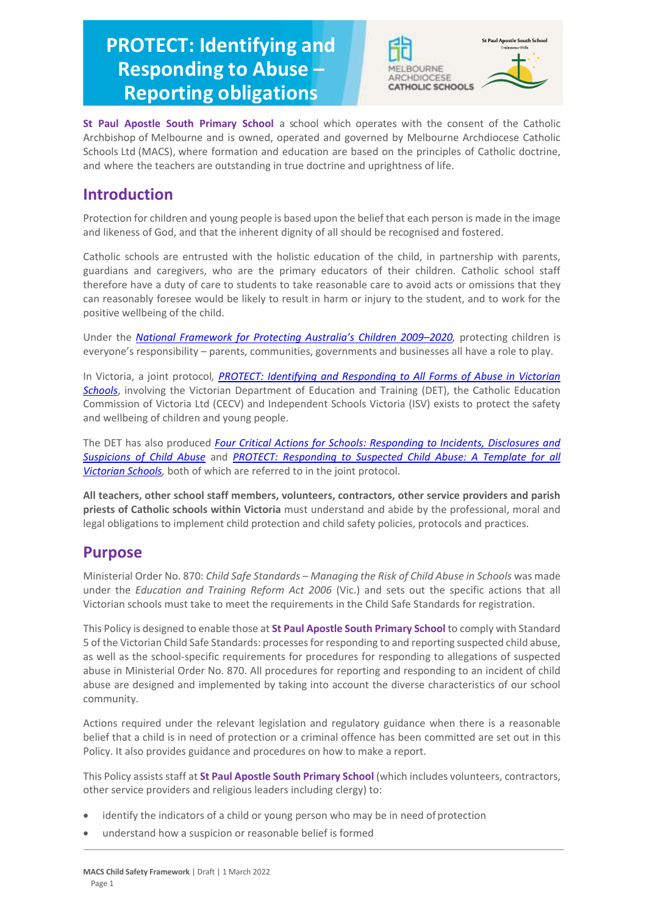# PROTECT: Identifying and Responding to Abuse – Reporting obligations

**St Paul Apostle South Primary School** a school which operates with the consent of the Catholic Archbishop of Melbourne and is owned, operated and governed by Melbourne Archdiocese Catholic Schools Ltd (MACS), where formation and education are based on the principles of Catholic doctrine, and where the teachers are outstanding in true doctrine and uprightness of life.

## Introduction

Protection for children and young people is based upon the belief that each person is made in the image and likeness of God, and that the inherent dignity of all should be recognised and fostered.

Catholic schools are entrusted with the holistic education of the child, in partnership with parents, guardians and caregivers, who are the primary educators of their children. Catholic school staff therefore have a duty of care to students to take reasonable care to avoid acts or omissions that they can reasonably foresee would be likely to result in harm or injury to the student, and to work for the positive wellbeing of the child.

Under the *National Framework for Protecting Australia's Children 2009–2020*, protecting children is everyone's responsibility – parents, communities, governments and businesses all have a role to play.

In Victoria, a joint protocol, *PROTECT: Identifying and Responding to All Forms of Abuse in Victorian Schools*, involving the Victorian Department of Education and Training (DET), the Catholic Education Commission of Victoria Ltd (CECV) and Independent Schools Victoria (ISV) exists to protect the safety and wellbeing of children and young people.

The DET has also produced *Four Critical Actions for Schools: Responding to Incidents, Disclosures and Suspicions of Child Abuse* and *PROTECT: Responding to Suspected Child Abuse: A Template for all Victorian Schools*, both of which are referred to in the joint protocol.

**All teachers, other school staff members, volunteers, contractors, other service providers and parish priests of Catholic schools within Victoria** must understand and abide by the professional, moral and legal obligations to implement child protection and child safety policies, protocols and practices.

## Purpose

Ministerial Order No. 870: *Child Safe Standards – Managing the Risk of Child Abuse in Schools* was made under the *Education and Training Reform Act 2006* (Vic.) and sets out the specific actions that all Victorian schools must take to meet the requirements in the Child Safe Standards for registration.

This Policy is designed to enable those at **St Paul Apostle South Primary School** to comply with Standard 5 of the Victorian Child Safe Standards: processes for responding to and reporting suspected child abuse, as well as the school-specific requirements for procedures for responding to allegations of suspected abuse in Ministerial Order No. 870. All procedures for reporting and responding to an incident of child abuse are designed and implemented by taking into account the diverse characteristics of our school community.

Actions required under the relevant legislation and regulatory guidance when there is a reasonable belief that a child is in need of protection or a criminal offence has been committed are set out in this Policy. It also provides guidance and procedures on how to make a report.

This Policy assists staff at **St Paul Apostle South Primary School** (which includes volunteers, contractors, other service providers and religious leaders including clergy) to:

- identify the indicators of a child or young person who may be in need of protection
- understand how a suspicion or reasonable belief is formed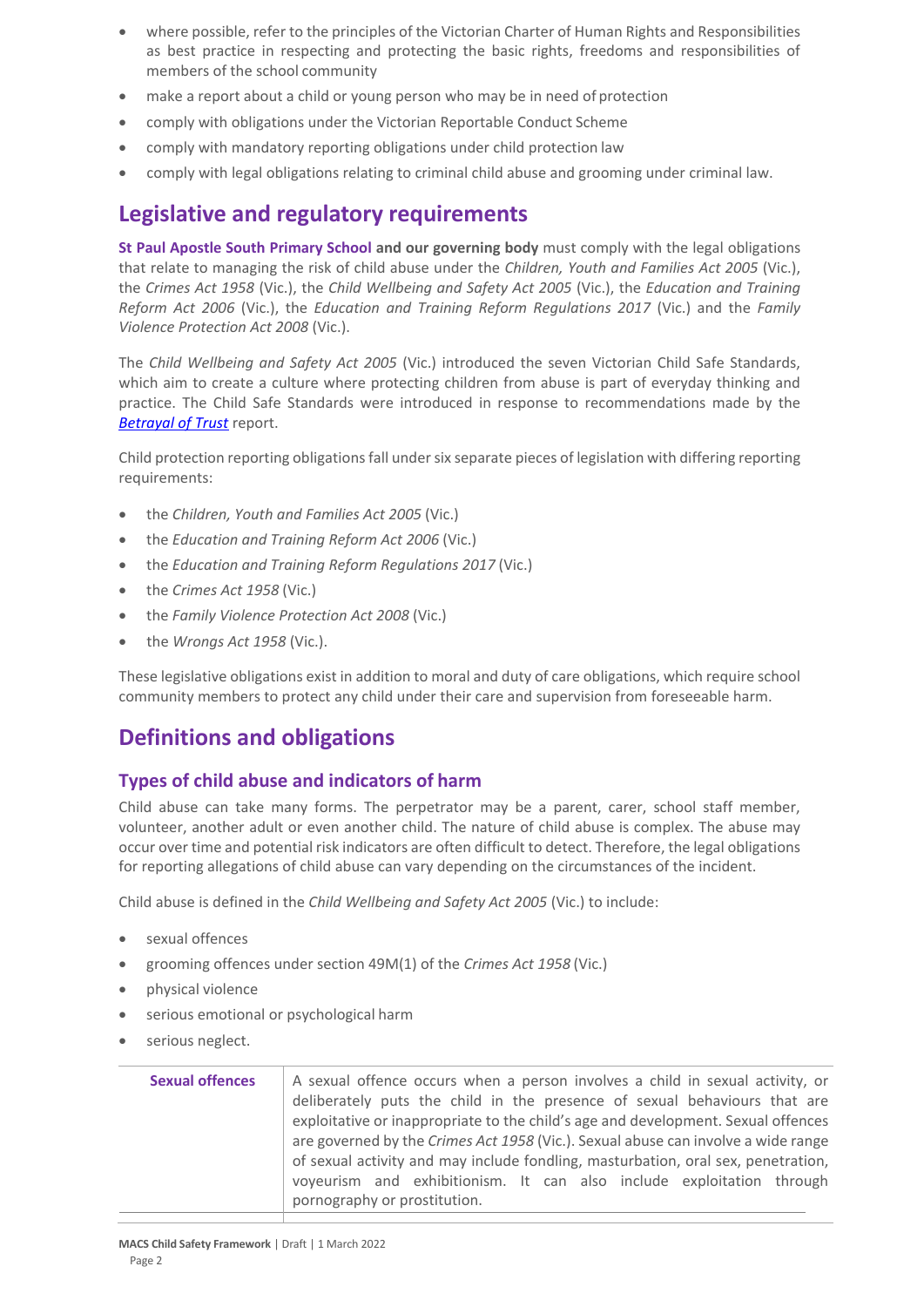- where possible, refer to the principles of the Victorian Charter of Human Rights and Responsibilities as best practice in respecting and protecting the basic rights, freedoms and responsibilities of members of the school community
- make a report about a child or young person who may be in need of protection
- comply with obligations under the Victorian Reportable Conduct Scheme
- comply with mandatory reporting obligations under child protection law
- comply with legal obligations relating to criminal child abuse and grooming under criminal law.

## Legislative and regulatory requirements

**St Paul Apostle South Primary School and our governing body** must comply with the legal obligations that relate to managing the risk of child abuse under the *Children, Youth and Families Act 2005* (Vic.), the *Crimes Act 1958* (Vic.), the *Child Wellbeing and Safety Act 2005* (Vic.), the *Education and Training Reform Act 2006* (Vic.), the *Education and Training Reform Regulations 2017* (Vic.) and the *Family Violence Protection Act 2008* (Vic.).

The *Child Wellbeing and Safety Act 2005* (Vic.) introduced the seven Victorian Child Safe Standards, which aim to create a culture where protecting children from abuse is part of everyday thinking and practice. The Child Safe Standards were introduced in response to recommendations made by the ***Betrayal of Trust*** report.

Child protection reporting obligations fall under six separate pieces of legislation with differing reporting requirements:

- the *Children, Youth and Families Act 2005* (Vic.)
- the *Education and Training Reform Act 2006* (Vic.)
- the *Education and Training Reform Regulations 2017* (Vic.)
- the *Crimes Act 1958* (Vic.)
- the *Family Violence Protection Act 2008* (Vic.)
- the *Wrongs Act 1958* (Vic.).

These legislative obligations exist in addition to moral and duty of care obligations, which require school community members to protect any child under their care and supervision from foreseeable harm.

## Definitions and obligations

### Types of child abuse and indicators of harm

Child abuse can take many forms. The perpetrator may be a parent, carer, school staff member, volunteer, another adult or even another child. The nature of child abuse is complex. The abuse may occur over time and potential risk indicators are often difficult to detect. Therefore, the legal obligations for reporting allegations of child abuse can vary depending on the circumstances of the incident.

Child abuse is defined in the *Child Wellbeing and Safety Act 2005* (Vic.) to include:

- sexual offences
- grooming offences under section 49M(1) of the *Crimes Act 1958* (Vic.)
- physical violence
- serious emotional or psychological harm
- serious neglect.

| | |
|---|---|
| **Sexual offences** | A sexual offence occurs when a person involves a child in sexual activity, or deliberately puts the child in the presence of sexual behaviours that are exploitative or inappropriate to the child's age and development. Sexual offences are governed by the *Crimes Act 1958* (Vic.). Sexual abuse can involve a wide range of sexual activity and may include fondling, masturbation, oral sex, penetration, voyeurism and exhibitionism. It can also include exploitation through pornography or prostitution. |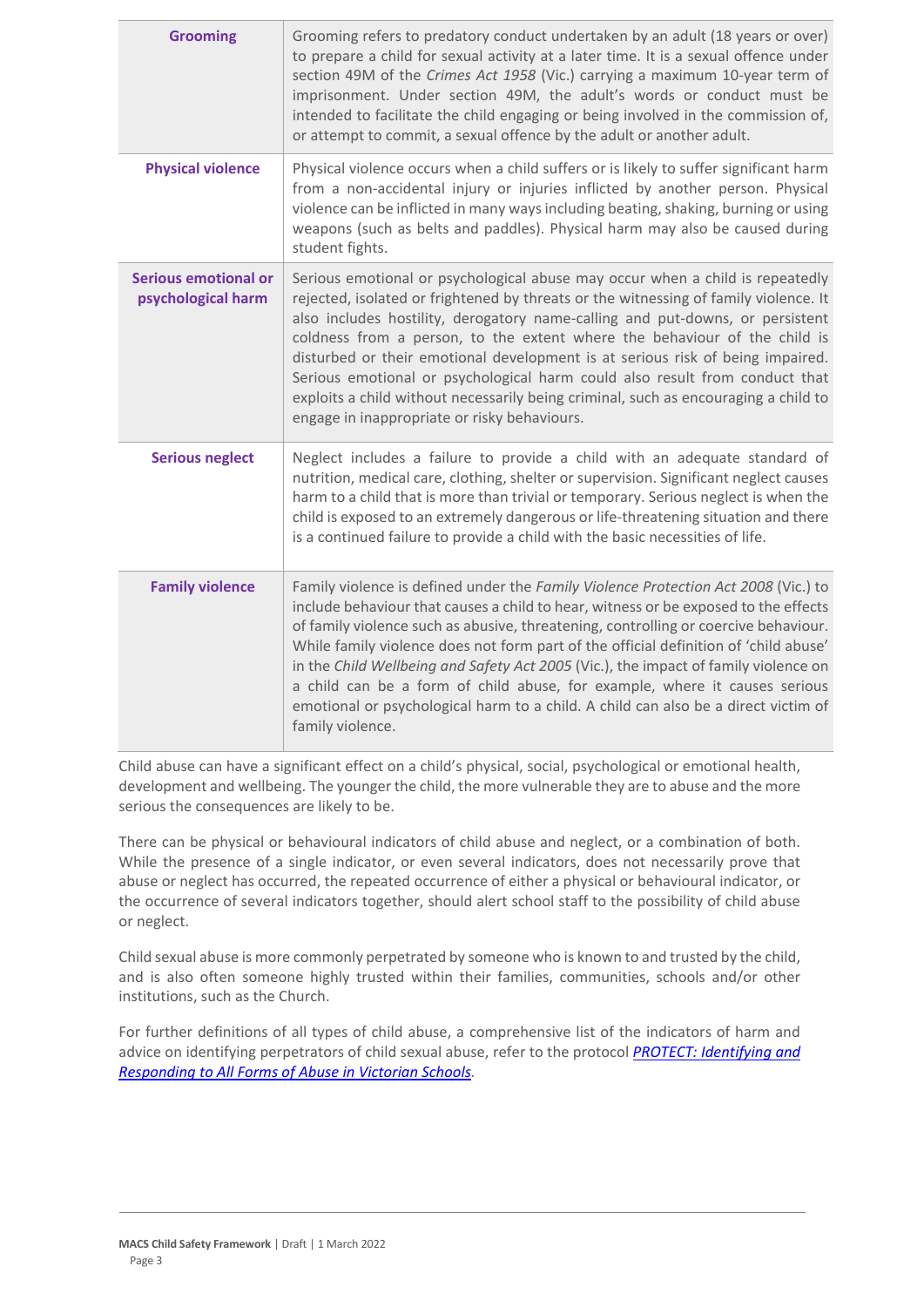| | |
|---|---|
| **Grooming** | Grooming refers to predatory conduct undertaken by an adult (18 years or over) to prepare a child for sexual activity at a later time. It is a sexual offence under section 49M of the *Crimes Act 1958* (Vic.) carrying a maximum 10-year term of imprisonment. Under section 49M, the adult's words or conduct must be intended to facilitate the child engaging or being involved in the commission of, or attempt to commit, a sexual offence by the adult or another adult. |
| **Physical violence** | Physical violence occurs when a child suffers or is likely to suffer significant harm from a non-accidental injury or injuries inflicted by another person. Physical violence can be inflicted in many ways including beating, shaking, burning or using weapons (such as belts and paddles). Physical harm may also be caused during student fights. |
| **Serious emotional or psychological harm** | Serious emotional or psychological abuse may occur when a child is repeatedly rejected, isolated or frightened by threats or the witnessing of family violence. It also includes hostility, derogatory name-calling and put-downs, or persistent coldness from a person, to the extent where the behaviour of the child is disturbed or their emotional development is at serious risk of being impaired. Serious emotional or psychological harm could also result from conduct that exploits a child without necessarily being criminal, such as encouraging a child to engage in inappropriate or risky behaviours. |
| **Serious neglect** | Neglect includes a failure to provide a child with an adequate standard of nutrition, medical care, clothing, shelter or supervision. Significant neglect causes harm to a child that is more than trivial or temporary. Serious neglect is when the child is exposed to an extremely dangerous or life-threatening situation and there is a continued failure to provide a child with the basic necessities of life. |
| **Family violence** | Family violence is defined under the *Family Violence Protection Act 2008* (Vic.) to include behaviour that causes a child to hear, witness or be exposed to the effects of family violence such as abusive, threatening, controlling or coercive behaviour. While family violence does not form part of the official definition of 'child abuse' in the *Child Wellbeing and Safety Act 2005* (Vic.), the impact of family violence on a child can be a form of child abuse, for example, where it causes serious emotional or psychological harm to a child. A child can also be a direct victim of family violence. |

Child abuse can have a significant effect on a child's physical, social, psychological or emotional health, development and wellbeing. The younger the child, the more vulnerable they are to abuse and the more serious the consequences are likely to be.

There can be physical or behavioural indicators of child abuse and neglect, or a combination of both. While the presence of a single indicator, or even several indicators, does not necessarily prove that abuse or neglect has occurred, the repeated occurrence of either a physical or behavioural indicator, or the occurrence of several indicators together, should alert school staff to the possibility of child abuse or neglect.

Child sexual abuse is more commonly perpetrated by someone who is known to and trusted by the child, and is also often someone highly trusted within their families, communities, schools and/or other institutions, such as the Church.

For further definitions of all types of child abuse, a comprehensive list of the indicators of harm and advice on identifying perpetrators of child sexual abuse, refer to the protocol *PROTECT: Identifying and Responding to All Forms of Abuse in Victorian Schools*.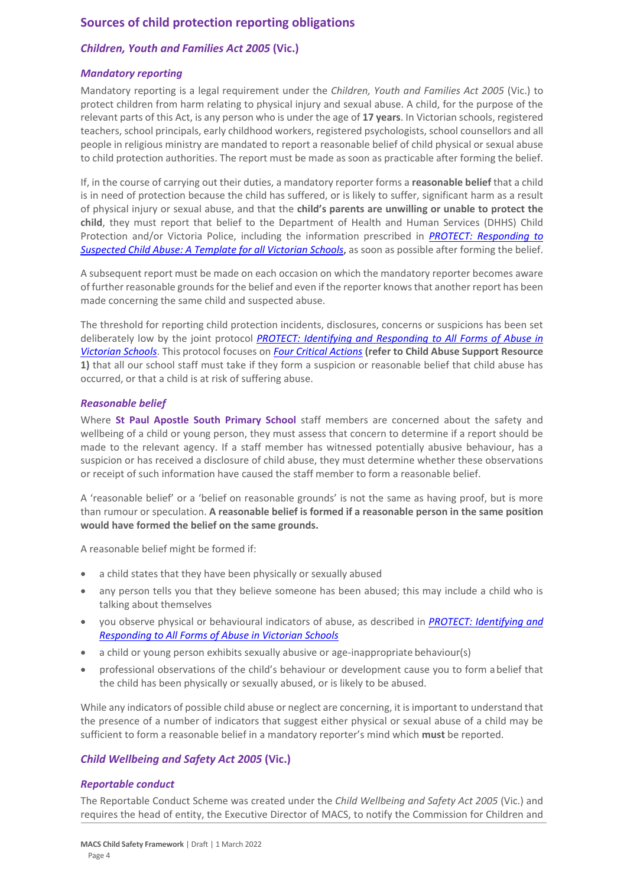## Sources of child protection reporting obligations

### *Children, Youth and Families Act 2005* (Vic.)

#### *Mandatory reporting*

Mandatory reporting is a legal requirement under the *Children, Youth and Families Act 2005* (Vic.) to protect children from harm relating to physical injury and sexual abuse. A child, for the purpose of the relevant parts of this Act, is any person who is under the age of **17 years**. In Victorian schools, registered teachers, school principals, early childhood workers, registered psychologists, school counsellors and all people in religious ministry are mandated to report a reasonable belief of child physical or sexual abuse to child protection authorities. The report must be made as soon as practicable after forming the belief.

If, in the course of carrying out their duties, a mandatory reporter forms a **reasonable belief** that a child is in need of protection because the child has suffered, or is likely to suffer, significant harm as a result of physical injury or sexual abuse, and that the **child's parents are unwilling or unable to protect the child**, they must report that belief to the Department of Health and Human Services (DHHS) Child Protection and/or Victoria Police, including the information prescribed in *PROTECT: Responding to Suspected Child Abuse: A Template for all Victorian Schools*, as soon as possible after forming the belief.

A subsequent report must be made on each occasion on which the mandatory reporter becomes aware of further reasonable grounds for the belief and even if the reporter knows that another report has been made concerning the same child and suspected abuse.

The threshold for reporting child protection incidents, disclosures, concerns or suspicions has been set deliberately low by the joint protocol *PROTECT: Identifying and Responding to All Forms of Abuse in Victorian Schools*. This protocol focuses on *Four Critical Actions* **(refer to Child Abuse Support Resource 1)** that all our school staff must take if they form a suspicion or reasonable belief that child abuse has occurred, or that a child is at risk of suffering abuse.

#### *Reasonable belief*

Where **St Paul Apostle South Primary School** staff members are concerned about the safety and wellbeing of a child or young person, they must assess that concern to determine if a report should be made to the relevant agency. If a staff member has witnessed potentially abusive behaviour, has a suspicion or has received a disclosure of child abuse, they must determine whether these observations or receipt of such information have caused the staff member to form a reasonable belief.

A 'reasonable belief' or a 'belief on reasonable grounds' is not the same as having proof, but is more than rumour or speculation. **A reasonable belief is formed if a reasonable person in the same position would have formed the belief on the same grounds.**

A reasonable belief might be formed if:

- a child states that they have been physically or sexually abused
- any person tells you that they believe someone has been abused; this may include a child who is talking about themselves
- you observe physical or behavioural indicators of abuse, as described in *PROTECT: Identifying and Responding to All Forms of Abuse in Victorian Schools*
- a child or young person exhibits sexually abusive or age-inappropriate behaviour(s)
- professional observations of the child's behaviour or development cause you to form a belief that the child has been physically or sexually abused, or is likely to be abused.

While any indicators of possible child abuse or neglect are concerning, it is important to understand that the presence of a number of indicators that suggest either physical or sexual abuse of a child may be sufficient to form a reasonable belief in a mandatory reporter's mind which **must** be reported.

### *Child Wellbeing and Safety Act 2005* (Vic.)

#### *Reportable conduct*

The Reportable Conduct Scheme was created under the *Child Wellbeing and Safety Act 2005* (Vic.) and requires the head of entity, the Executive Director of MACS, to notify the Commission for Children and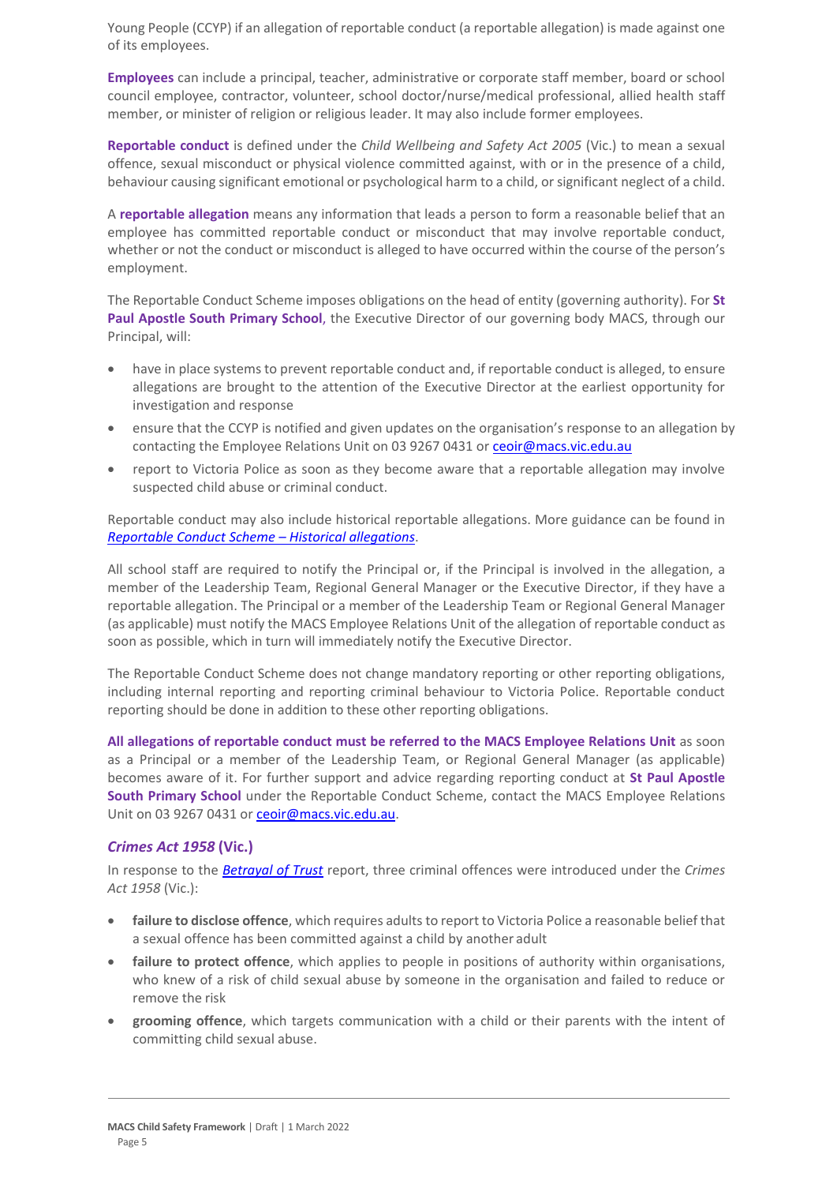Young People (CCYP) if an allegation of reportable conduct (a reportable allegation) is made against one of its employees.

**Employees** can include a principal, teacher, administrative or corporate staff member, board or school council employee, contractor, volunteer, school doctor/nurse/medical professional, allied health staff member, or minister of religion or religious leader. It may also include former employees.

**Reportable conduct** is defined under the *Child Wellbeing and Safety Act 2005* (Vic.) to mean a sexual offence, sexual misconduct or physical violence committed against, with or in the presence of a child, behaviour causing significant emotional or psychological harm to a child, or significant neglect of a child.

A **reportable allegation** means any information that leads a person to form a reasonable belief that an employee has committed reportable conduct or misconduct that may involve reportable conduct, whether or not the conduct or misconduct is alleged to have occurred within the course of the person's employment.

The Reportable Conduct Scheme imposes obligations on the head of entity (governing authority). For **St Paul Apostle South Primary School**, the Executive Director of our governing body MACS, through our Principal, will:

- have in place systems to prevent reportable conduct and, if reportable conduct is alleged, to ensure allegations are brought to the attention of the Executive Director at the earliest opportunity for investigation and response
- ensure that the CCYP is notified and given updates on the organisation's response to an allegation by contacting the Employee Relations Unit on 03 9267 0431 or ceoir@macs.vic.edu.au
- report to Victoria Police as soon as they become aware that a reportable allegation may involve suspected child abuse or criminal conduct.

Reportable conduct may also include historical reportable allegations. More guidance can be found in *Reportable Conduct Scheme – Historical allegations*.

All school staff are required to notify the Principal or, if the Principal is involved in the allegation, a member of the Leadership Team, Regional General Manager or the Executive Director, if they have a reportable allegation. The Principal or a member of the Leadership Team or Regional General Manager (as applicable) must notify the MACS Employee Relations Unit of the allegation of reportable conduct as soon as possible, which in turn will immediately notify the Executive Director.

The Reportable Conduct Scheme does not change mandatory reporting or other reporting obligations, including internal reporting and reporting criminal behaviour to Victoria Police. Reportable conduct reporting should be done in addition to these other reporting obligations.

**All allegations of reportable conduct must be referred to the MACS Employee Relations Unit** as soon as a Principal or a member of the Leadership Team, or Regional General Manager (as applicable) becomes aware of it. For further support and advice regarding reporting conduct at **St Paul Apostle South Primary School** under the Reportable Conduct Scheme, contact the MACS Employee Relations Unit on 03 9267 0431 or ceoir@macs.vic.edu.au.

### *Crimes Act 1958* (Vic.)

In response to the *Betrayal of Trust* report, three criminal offences were introduced under the *Crimes Act 1958* (Vic.):

- **failure to disclose offence**, which requires adults to report to Victoria Police a reasonable belief that a sexual offence has been committed against a child by another adult
- **failure to protect offence**, which applies to people in positions of authority within organisations, who knew of a risk of child sexual abuse by someone in the organisation and failed to reduce or remove the risk
- **grooming offence**, which targets communication with a child or their parents with the intent of committing child sexual abuse.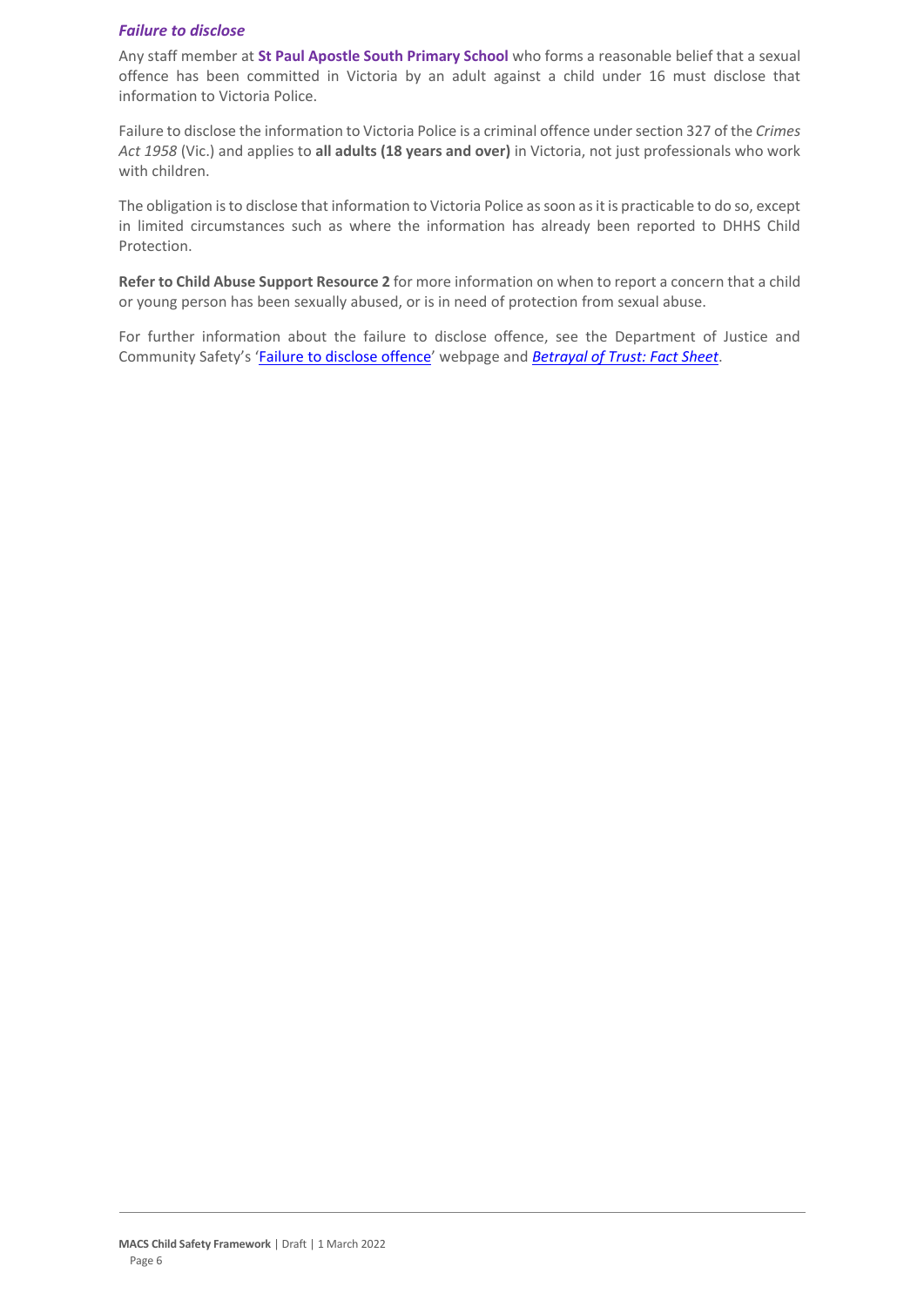### *Failure to disclose*

Any staff member at **St Paul Apostle South Primary School** who forms a reasonable belief that a sexual offence has been committed in Victoria by an adult against a child under 16 must disclose that information to Victoria Police.

Failure to disclose the information to Victoria Police is a criminal offence under section 327 of the *Crimes Act 1958* (Vic.) and applies to **all adults (18 years and over)** in Victoria, not just professionals who work with children.

The obligation is to disclose that information to Victoria Police as soon as it is practicable to do so, except in limited circumstances such as where the information has already been reported to DHHS Child Protection.

**Refer to Child Abuse Support Resource 2** for more information on when to report a concern that a child or young person has been sexually abused, or is in need of protection from sexual abuse.

For further information about the failure to disclose offence, see the Department of Justice and Community Safety's 'Failure to disclose offence' webpage and *Betrayal of Trust: Fact Sheet*.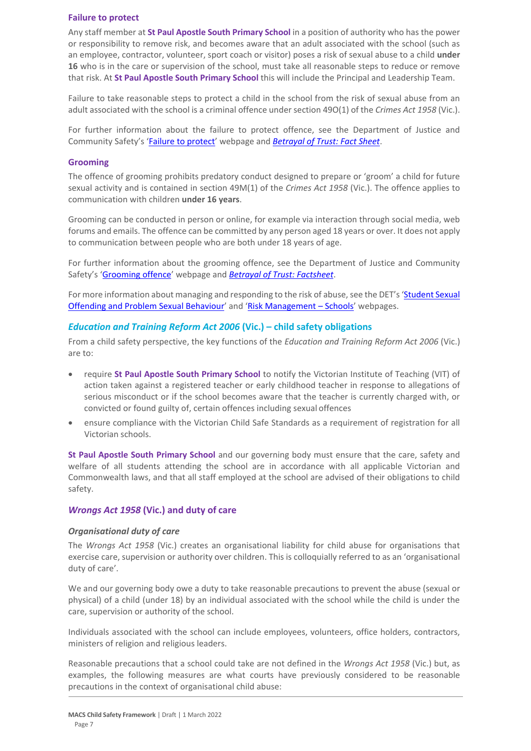### Failure to protect

Any staff member at **St Paul Apostle South Primary School** in a position of authority who has the power or responsibility to remove risk, and becomes aware that an adult associated with the school (such as an employee, contractor, volunteer, sport coach or visitor) poses a risk of sexual abuse to a child **under 16** who is in the care or supervision of the school, must take all reasonable steps to reduce or remove that risk. At **St Paul Apostle South Primary School** this will include the Principal and Leadership Team.

Failure to take reasonable steps to protect a child in the school from the risk of sexual abuse from an adult associated with the school is a criminal offence under section 49O(1) of the *Crimes Act 1958* (Vic.).

For further information about the failure to protect offence, see the Department of Justice and Community Safety's 'Failure to protect' webpage and *Betrayal of Trust: Fact Sheet*.

### Grooming

The offence of grooming prohibits predatory conduct designed to prepare or 'groom' a child for future sexual activity and is contained in section 49M(1) of the *Crimes Act 1958* (Vic.). The offence applies to communication with children **under 16 years**.

Grooming can be conducted in person or online, for example via interaction through social media, web forums and emails. The offence can be committed by any person aged 18 years or over. It does not apply to communication between people who are both under 18 years of age.

For further information about the grooming offence, see the Department of Justice and Community Safety's 'Grooming offence' webpage and *Betrayal of Trust: Factsheet*.

For more information about managing and responding to the risk of abuse, see the DET's 'Student Sexual Offending and Problem Sexual Behaviour' and 'Risk Management – Schools' webpages.

## *Education and Training Reform Act 2006* (Vic.) – child safety obligations

From a child safety perspective, the key functions of the *Education and Training Reform Act 2006* (Vic.) are to:

- require **St Paul Apostle South Primary School** to notify the Victorian Institute of Teaching (VIT) of action taken against a registered teacher or early childhood teacher in response to allegations of serious misconduct or if the school becomes aware that the teacher is currently charged with, or convicted or found guilty of, certain offences including sexual offences
- ensure compliance with the Victorian Child Safe Standards as a requirement of registration for all Victorian schools.

**St Paul Apostle South Primary School** and our governing body must ensure that the care, safety and welfare of all students attending the school are in accordance with all applicable Victorian and Commonwealth laws, and that all staff employed at the school are advised of their obligations to child safety.

## *Wrongs Act 1958* (Vic.) and duty of care

### *Organisational duty of care*

The *Wrongs Act 1958* (Vic.) creates an organisational liability for child abuse for organisations that exercise care, supervision or authority over children. This is colloquially referred to as an 'organisational duty of care'.

We and our governing body owe a duty to take reasonable precautions to prevent the abuse (sexual or physical) of a child (under 18) by an individual associated with the school while the child is under the care, supervision or authority of the school.

Individuals associated with the school can include employees, volunteers, office holders, contractors, ministers of religion and religious leaders.

Reasonable precautions that a school could take are not defined in the *Wrongs Act 1958* (Vic.) but, as examples, the following measures are what courts have previously considered to be reasonable precautions in the context of organisational child abuse: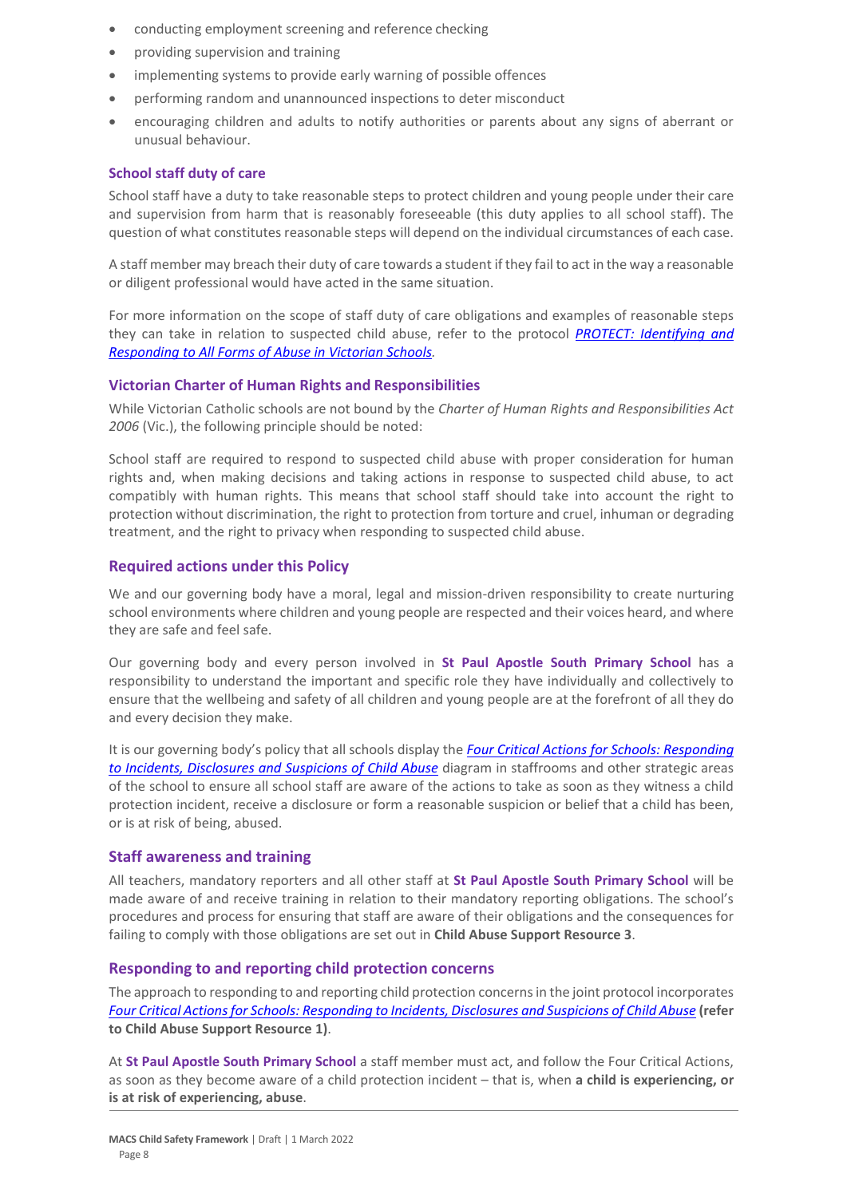- conducting employment screening and reference checking
- providing supervision and training
- implementing systems to provide early warning of possible offences
- performing random and unannounced inspections to deter misconduct
- encouraging children and adults to notify authorities or parents about any signs of aberrant or unusual behaviour.

### School staff duty of care

School staff have a duty to take reasonable steps to protect children and young people under their care and supervision from harm that is reasonably foreseeable (this duty applies to all school staff). The question of what constitutes reasonable steps will depend on the individual circumstances of each case.

A staff member may breach their duty of care towards a student if they fail to act in the way a reasonable or diligent professional would have acted in the same situation.

For more information on the scope of staff duty of care obligations and examples of reasonable steps they can take in relation to suspected child abuse, refer to the protocol *PROTECT: Identifying and Responding to All Forms of Abuse in Victorian Schools*.

### Victorian Charter of Human Rights and Responsibilities

While Victorian Catholic schools are not bound by the *Charter of Human Rights and Responsibilities Act 2006* (Vic.), the following principle should be noted:

School staff are required to respond to suspected child abuse with proper consideration for human rights and, when making decisions and taking actions in response to suspected child abuse, to act compatibly with human rights. This means that school staff should take into account the right to protection without discrimination, the right to protection from torture and cruel, inhuman or degrading treatment, and the right to privacy when responding to suspected child abuse.

## Required actions under this Policy

We and our governing body have a moral, legal and mission-driven responsibility to create nurturing school environments where children and young people are respected and their voices heard, and where they are safe and feel safe.

Our governing body and every person involved in **St Paul Apostle South Primary School** has a responsibility to understand the important and specific role they have individually and collectively to ensure that the wellbeing and safety of all children and young people are at the forefront of all they do and every decision they make.

It is our governing body's policy that all schools display the *Four Critical Actions for Schools: Responding to Incidents, Disclosures and Suspicions of Child Abuse* diagram in staffrooms and other strategic areas of the school to ensure all school staff are aware of the actions to take as soon as they witness a child protection incident, receive a disclosure or form a reasonable suspicion or belief that a child has been, or is at risk of being, abused.

## Staff awareness and training

All teachers, mandatory reporters and all other staff at **St Paul Apostle South Primary School** will be made aware of and receive training in relation to their mandatory reporting obligations. The school's procedures and process for ensuring that staff are aware of their obligations and the consequences for failing to comply with those obligations are set out in **Child Abuse Support Resource 3**.

## Responding to and reporting child protection concerns

The approach to responding to and reporting child protection concerns in the joint protocol incorporates *Four Critical Actions for Schools: Responding to Incidents, Disclosures and Suspicions of Child Abuse* **(refer to Child Abuse Support Resource 1)**.

At **St Paul Apostle South Primary School** a staff member must act, and follow the Four Critical Actions, as soon as they become aware of a child protection incident – that is, when **a child is experiencing, or is at risk of experiencing, abuse**.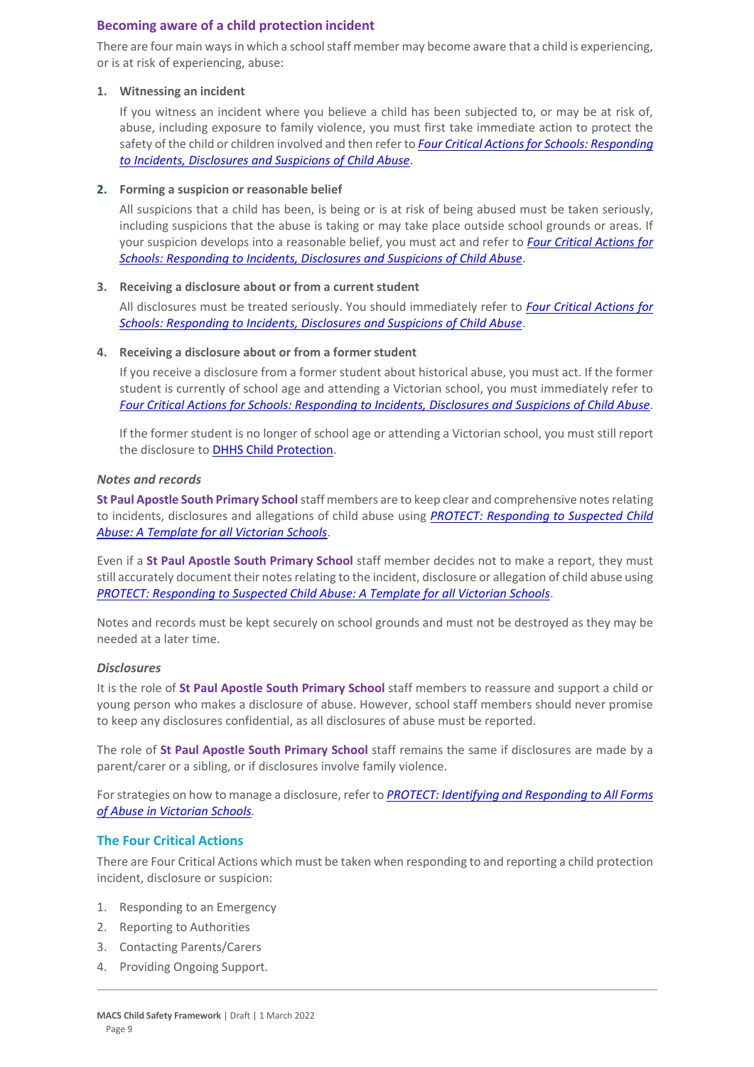## Becoming aware of a child protection incident

There are four main ways in which a school staff member may become aware that a child is experiencing, or is at risk of experiencing, abuse:

1. **Witnessing an incident**

   If you witness an incident where you believe a child has been subjected to, or may be at risk of, abuse, including exposure to family violence, you must first take immediate action to protect the safety of the child or children involved and then refer to *Four Critical Actions for Schools: Responding to Incidents, Disclosures and Suspicions of Child Abuse*.

2. **Forming a suspicion or reasonable belief**

   All suspicions that a child has been, is being or is at risk of being abused must be taken seriously, including suspicions that the abuse is taking or may take place outside school grounds or areas. If your suspicion develops into a reasonable belief, you must act and refer to *Four Critical Actions for Schools: Responding to Incidents, Disclosures and Suspicions of Child Abuse*.

3. **Receiving a disclosure about or from a current student**

   All disclosures must be treated seriously. You should immediately refer to *Four Critical Actions for Schools: Responding to Incidents, Disclosures and Suspicions of Child Abuse*.

4. **Receiving a disclosure about or from a former student**

   If you receive a disclosure from a former student about historical abuse, you must act. If the former student is currently of school age and attending a Victorian school, you must immediately refer to *Four Critical Actions for Schools: Responding to Incidents, Disclosures and Suspicions of Child Abuse*.

   If the former student is no longer of school age or attending a Victorian school, you must still report the disclosure to DHHS Child Protection.

### *Notes and records*

**St Paul Apostle South Primary School** staff members are to keep clear and comprehensive notes relating to incidents, disclosures and allegations of child abuse using *PROTECT: Responding to Suspected Child Abuse: A Template for all Victorian Schools*.

Even if a **St Paul Apostle South Primary School** staff member decides not to make a report, they must still accurately document their notes relating to the incident, disclosure or allegation of child abuse using *PROTECT: Responding to Suspected Child Abuse: A Template for all Victorian Schools*.

Notes and records must be kept securely on school grounds and must not be destroyed as they may be needed at a later time.

### *Disclosures*

It is the role of **St Paul Apostle South Primary School** staff members to reassure and support a child or young person who makes a disclosure of abuse. However, school staff members should never promise to keep any disclosures confidential, as all disclosures of abuse must be reported.

The role of **St Paul Apostle South Primary School** staff remains the same if disclosures are made by a parent/carer or a sibling, or if disclosures involve family violence.

For strategies on how to manage a disclosure, refer to *PROTECT: Identifying and Responding to All Forms of Abuse in Victorian Schools*.

## The Four Critical Actions

There are Four Critical Actions which must be taken when responding to and reporting a child protection incident, disclosure or suspicion:

1. Responding to an Emergency
2. Reporting to Authorities
3. Contacting Parents/Carers
4. Providing Ongoing Support.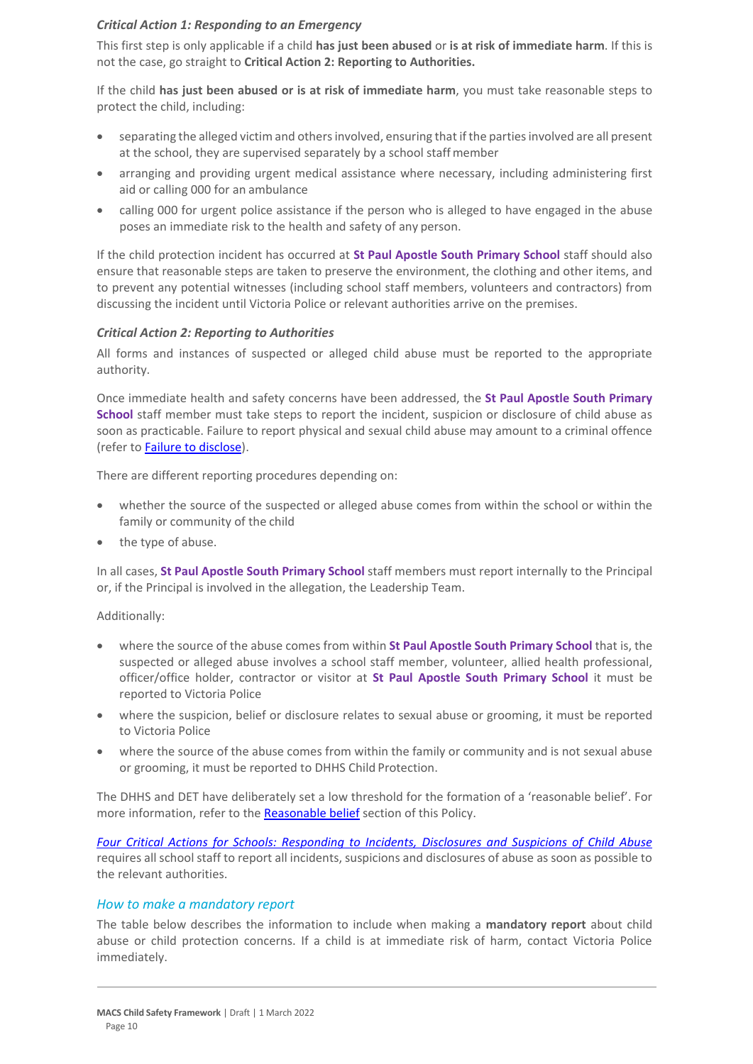### *Critical Action 1: Responding to an Emergency*

This first step is only applicable if a child **has just been abused** or **is at risk of immediate harm**. If this is not the case, go straight to **Critical Action 2: Reporting to Authorities.**

If the child **has just been abused or is at risk of immediate harm**, you must take reasonable steps to protect the child, including:

- separating the alleged victim and others involved, ensuring that if the parties involved are all present at the school, they are supervised separately by a school staff member
- arranging and providing urgent medical assistance where necessary, including administering first aid or calling 000 for an ambulance
- calling 000 for urgent police assistance if the person who is alleged to have engaged in the abuse poses an immediate risk to the health and safety of any person.

If the child protection incident has occurred at **St Paul Apostle South Primary School** staff should also ensure that reasonable steps are taken to preserve the environment, the clothing and other items, and to prevent any potential witnesses (including school staff members, volunteers and contractors) from discussing the incident until Victoria Police or relevant authorities arrive on the premises.

### *Critical Action 2: Reporting to Authorities*

All forms and instances of suspected or alleged child abuse must be reported to the appropriate authority.

Once immediate health and safety concerns have been addressed, the **St Paul Apostle South Primary School** staff member must take steps to report the incident, suspicion or disclosure of child abuse as soon as practicable. Failure to report physical and sexual child abuse may amount to a criminal offence (refer to Failure to disclose).

There are different reporting procedures depending on:

- whether the source of the suspected or alleged abuse comes from within the school or within the family or community of the child
- the type of abuse.

In all cases, **St Paul Apostle South Primary School** staff members must report internally to the Principal or, if the Principal is involved in the allegation, the Leadership Team.

Additionally:

- where the source of the abuse comes from within **St Paul Apostle South Primary School** that is, the suspected or alleged abuse involves a school staff member, volunteer, allied health professional, officer/office holder, contractor or visitor at **St Paul Apostle South Primary School** it must be reported to Victoria Police
- where the suspicion, belief or disclosure relates to sexual abuse or grooming, it must be reported to Victoria Police
- where the source of the abuse comes from within the family or community and is not sexual abuse or grooming, it must be reported to DHHS Child Protection.

The DHHS and DET have deliberately set a low threshold for the formation of a 'reasonable belief'. For more information, refer to the Reasonable belief section of this Policy.

*Four Critical Actions for Schools: Responding to Incidents, Disclosures and Suspicions of Child Abuse* requires all school staff to report all incidents, suspicions and disclosures of abuse as soon as possible to the relevant authorities.

### *How to make a mandatory report*

The table below describes the information to include when making a **mandatory report** about child abuse or child protection concerns. If a child is at immediate risk of harm, contact Victoria Police immediately.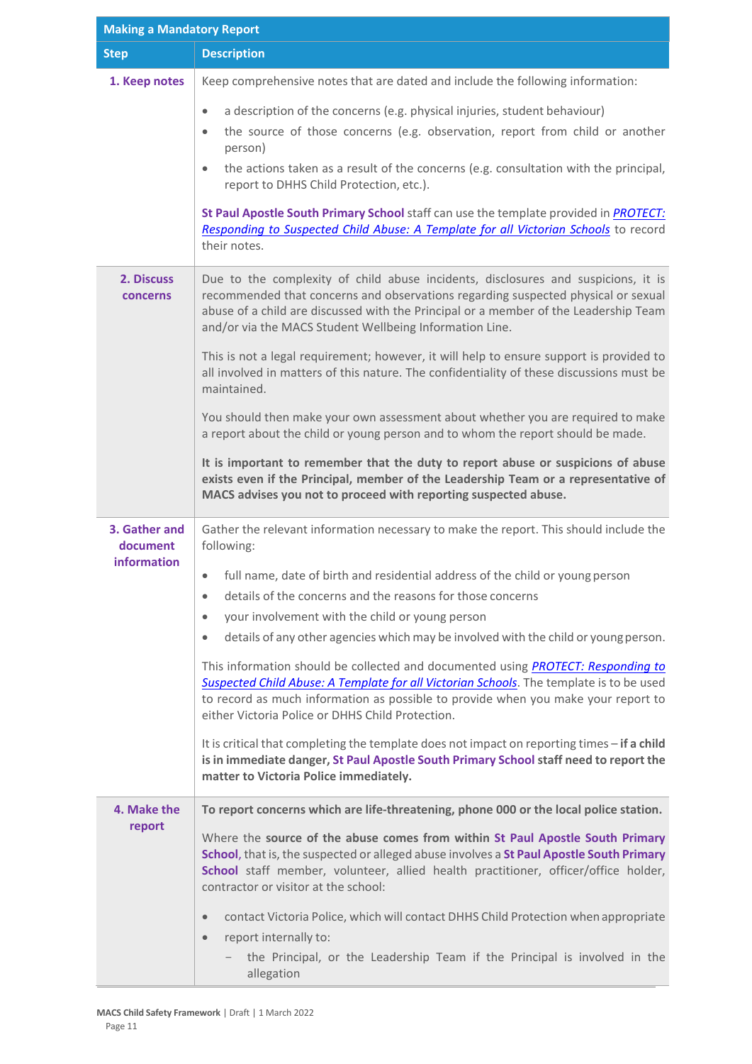| Making a Mandatory Report | |
|---|---|
| **Step** | **Description** |
| **1. Keep notes** | Keep comprehensive notes that are dated and include the following information:<br>• a description of the concerns (e.g. physical injuries, student behaviour)<br>• the source of those concerns (e.g. observation, report from child or another person)<br>• the actions taken as a result of the concerns (e.g. consultation with the principal, report to DHHS Child Protection, etc.).<br><br>**St Paul Apostle South Primary School** staff can use the template provided in ***PROTECT: Responding to Suspected Child Abuse: A Template for all Victorian Schools*** to record their notes. |
| **2. Discuss concerns** | Due to the complexity of child abuse incidents, disclosures and suspicions, it is recommended that concerns and observations regarding suspected physical or sexual abuse of a child are discussed with the Principal or a member of the Leadership Team and/or via the MACS Student Wellbeing Information Line.<br><br>This is not a legal requirement; however, it will help to ensure support is provided to all involved in matters of this nature. The confidentiality of these discussions must be maintained.<br><br>You should then make your own assessment about whether you are required to make a report about the child or young person and to whom the report should be made.<br><br>**It is important to remember that the duty to report abuse or suspicions of abuse exists even if the Principal, member of the Leadership Team or a representative of MACS advises you not to proceed with reporting suspected abuse.** |
| **3. Gather and document information** | Gather the relevant information necessary to make the report. This should include the following:<br>• full name, date of birth and residential address of the child or young person<br>• details of the concerns and the reasons for those concerns<br>• your involvement with the child or young person<br>• details of any other agencies which may be involved with the child or young person.<br><br>This information should be collected and documented using *PROTECT: Responding to Suspected Child Abuse: A Template for all Victorian Schools*. The template is to be used to record as much information as possible to provide when you make your report to either Victoria Police or DHHS Child Protection.<br><br>It is critical that completing the template does not impact on reporting times – **if a child is in immediate danger, St Paul Apostle South Primary School staff need to report the matter to Victoria Police immediately.** |
| **4. Make the report** | **To report concerns which are life-threatening, phone 000 or the local police station.**<br><br>Where the **source of the abuse comes from within St Paul Apostle South Primary School**, that is, the suspected or alleged abuse involves a **St Paul Apostle South Primary School** staff member, volunteer, allied health practitioner, officer/office holder, contractor or visitor at the school:<br>• contact Victoria Police, which will contact DHHS Child Protection when appropriate<br>• report internally to:<br>  – the Principal, or the Leadership Team if the Principal is involved in the allegation |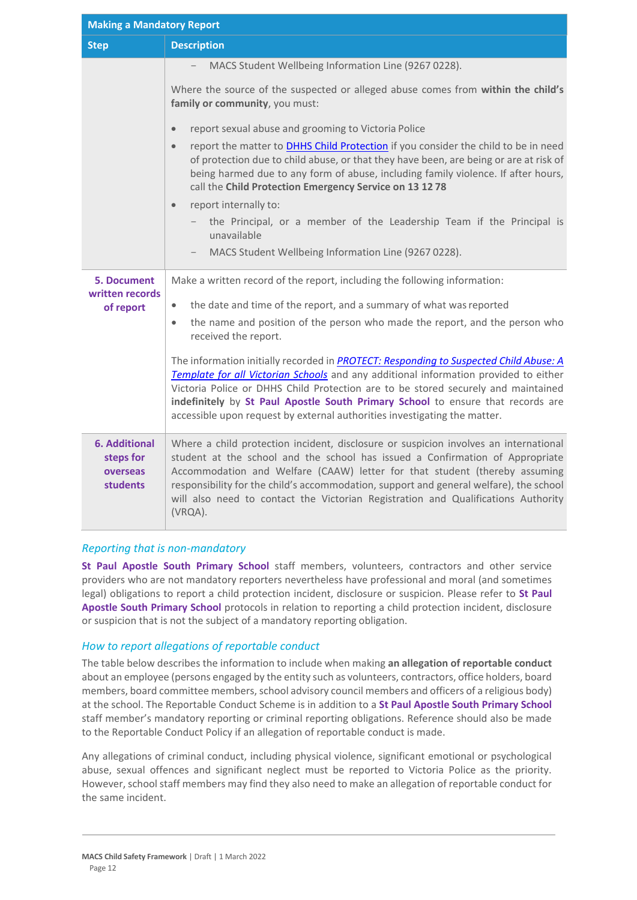| Making a Mandatory Report | |
|---|---|
| **Step** | **Description** |
| | – MACS Student Wellbeing Information Line (9267 0228).<br><br>Where the source of the suspected or alleged abuse comes from **within the child's family or community**, you must:<br><br>• report sexual abuse and grooming to Victoria Police<br>• report the matter to DHHS Child Protection if you consider the child to be in need of protection due to child abuse, or that they have been, are being or are at risk of being harmed due to any form of abuse, including family violence. If after hours, call the **Child Protection Emergency Service on 13 12 78**<br>• report internally to:<br>  – the Principal, or a member of the Leadership Team if the Principal is unavailable<br>  – MACS Student Wellbeing Information Line (9267 0228). |
| **5. Document written records of report** | Make a written record of the report, including the following information:<br><br>• the date and time of the report, and a summary of what was reported<br>• the name and position of the person who made the report, and the person who received the report.<br><br>The information initially recorded in *PROTECT: Responding to Suspected Child Abuse: A Template for all Victorian Schools* and any additional information provided to either Victoria Police or DHHS Child Protection are to be stored securely and maintained **indefinitely** by **St Paul Apostle South Primary School** to ensure that records are accessible upon request by external authorities investigating the matter. |
| **6. Additional steps for overseas students** | Where a child protection incident, disclosure or suspicion involves an international student at the school and the school has issued a Confirmation of Appropriate Accommodation and Welfare (CAAW) letter for that student (thereby assuming responsibility for the child's accommodation, support and general welfare), the school will also need to contact the Victorian Registration and Qualifications Authority (VRQA). |

### *Reporting that is non-mandatory*

**St Paul Apostle South Primary School** staff members, volunteers, contractors and other service providers who are not mandatory reporters nevertheless have professional and moral (and sometimes legal) obligations to report a child protection incident, disclosure or suspicion. Please refer to **St Paul Apostle South Primary School** protocols in relation to reporting a child protection incident, disclosure or suspicion that is not the subject of a mandatory reporting obligation.

### *How to report allegations of reportable conduct*

The table below describes the information to include when making **an allegation of reportable conduct** about an employee (persons engaged by the entity such as volunteers, contractors, office holders, board members, board committee members, school advisory council members and officers of a religious body) at the school. The Reportable Conduct Scheme is in addition to a **St Paul Apostle South Primary School** staff member's mandatory reporting or criminal reporting obligations. Reference should also be made to the Reportable Conduct Policy if an allegation of reportable conduct is made.

Any allegations of criminal conduct, including physical violence, significant emotional or psychological abuse, sexual offences and significant neglect must be reported to Victoria Police as the priority. However, school staff members may find they also need to make an allegation of reportable conduct for the same incident.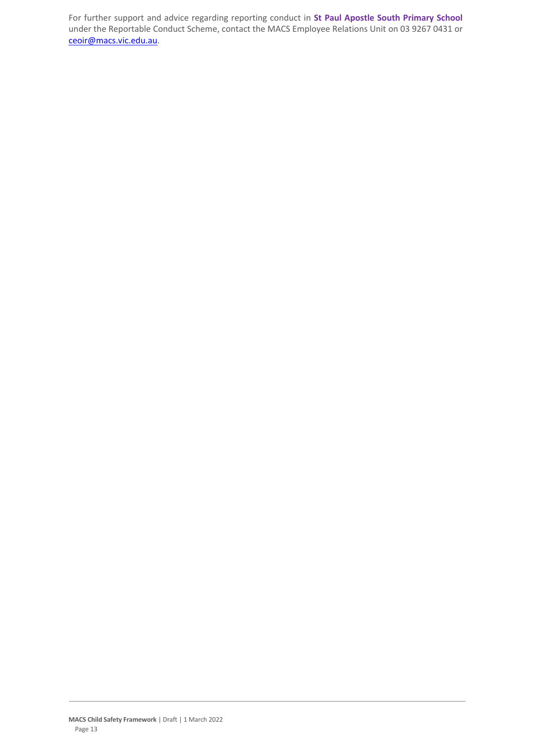For further support and advice regarding reporting conduct in **St Paul Apostle South Primary School** under the Reportable Conduct Scheme, contact the MACS Employee Relations Unit on 03 9267 0431 or [ceoir@macs.vic.edu.au](mailto:ceoir@macs.vic.edu.au).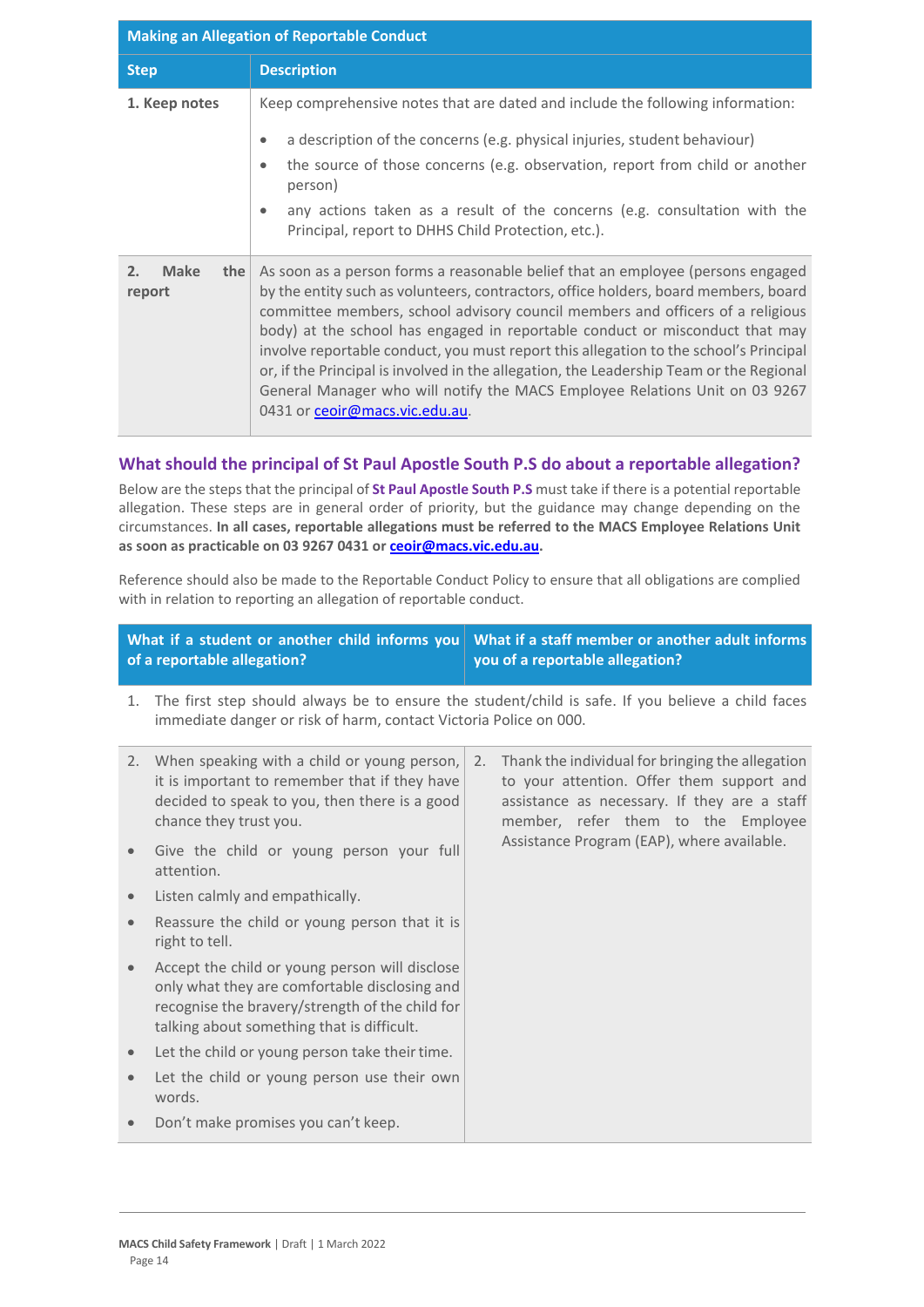| Making an Allegation of Reportable Conduct | |
|---|---|
| **Step** | **Description** |
| **1. Keep notes** | Keep comprehensive notes that are dated and include the following information:<br>• a description of the concerns (e.g. physical injuries, student behaviour)<br>• the source of those concerns (e.g. observation, report from child or another person)<br>• any actions taken as a result of the concerns (e.g. consultation with the Principal, report to DHHS Child Protection, etc.). |
| **2. Make the report** | As soon as a person forms a reasonable belief that an employee (persons engaged by the entity such as volunteers, contractors, office holders, board members, board committee members, school advisory council members and officers of a religious body) at the school has engaged in reportable conduct or misconduct that may involve reportable conduct, you must report this allegation to the school's Principal or, if the Principal is involved in the allegation, the Leadership Team or the Regional General Manager who will notify the MACS Employee Relations Unit on 03 9267 0431 or ceoir@macs.vic.edu.au. |

## What should the principal of St Paul Apostle South P.S do about a reportable allegation?

Below are the steps that the principal of **St Paul Apostle South P.S** must take if there is a potential reportable allegation. These steps are in general order of priority, but the guidance may change depending on the circumstances. **In all cases, reportable allegations must be referred to the MACS Employee Relations Unit as soon as practicable on 03 9267 0431 or ceoir@macs.vic.edu.au.**

Reference should also be made to the Reportable Conduct Policy to ensure that all obligations are complied with in relation to reporting an allegation of reportable conduct.

| What if a student or another child informs you of a reportable allegation? | What if a staff member or another adult informs you of a reportable allegation? |
|---|---|
| 1. The first step should always be to ensure the student/child is safe. If you believe a child faces immediate danger or risk of harm, contact Victoria Police on 000. | |
| 2. When speaking with a child or young person, it is important to remember that if they have decided to speak to you, then there is a good chance they trust you.<br>• Give the child or young person your full attention.<br>• Listen calmly and empathically.<br>• Reassure the child or young person that it is right to tell.<br>• Accept the child or young person will disclose only what they are comfortable disclosing and recognise the bravery/strength of the child for talking about something that is difficult.<br>• Let the child or young person take their time.<br>• Let the child or young person use their own words.<br>• Don't make promises you can't keep. | 2. Thank the individual for bringing the allegation to your attention. Offer them support and assistance as necessary. If they are a staff member, refer them to the Employee Assistance Program (EAP), where available. |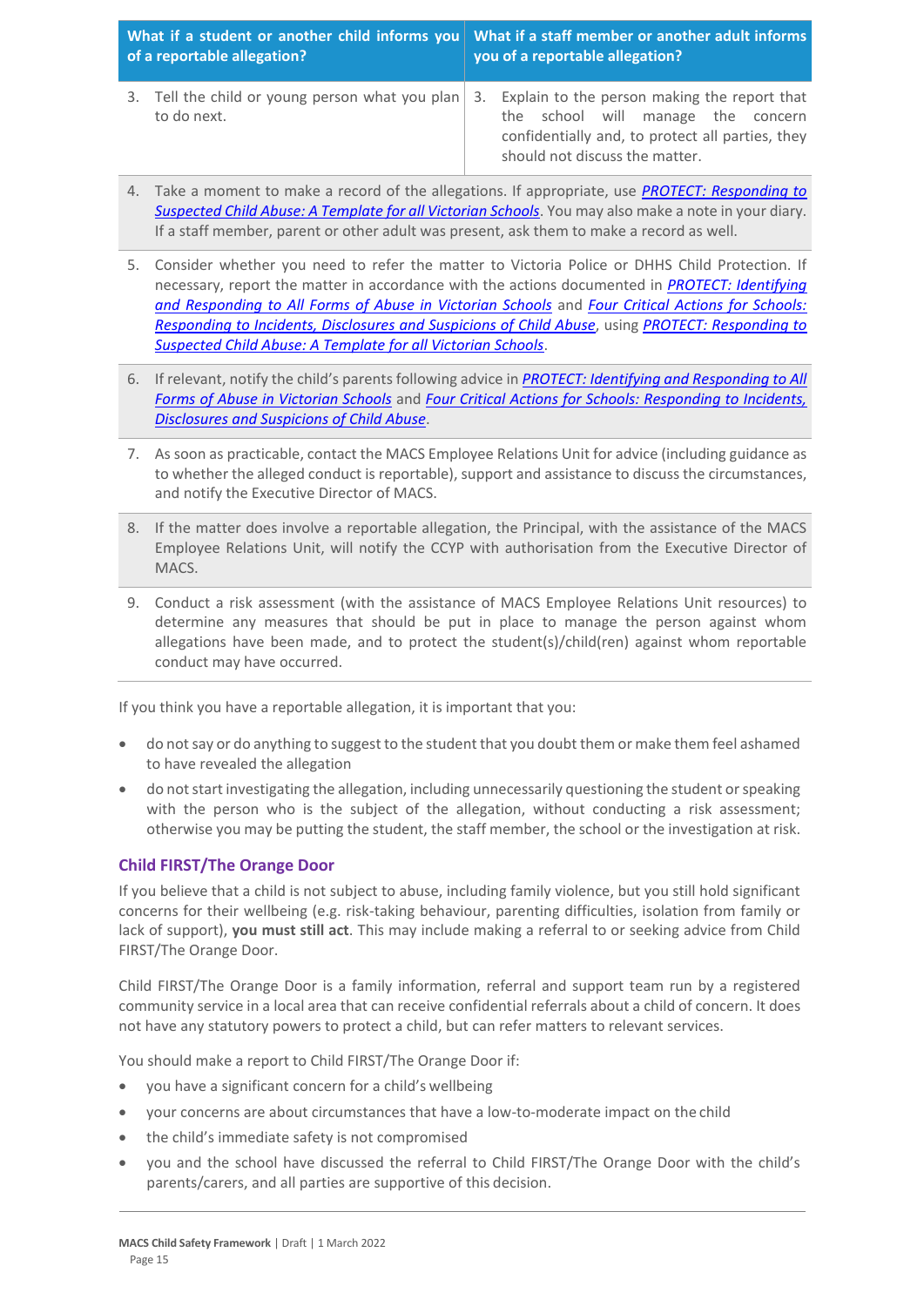| What if a student or another child informs you of a reportable allegation? | What if a staff member or another adult informs you of a reportable allegation? |
|---|---|
| 3. Tell the child or young person what you plan to do next. | 3. Explain to the person making the report that the school will manage the concern confidentially and, to protect all parties, they should not discuss the matter. |
| 4. Take a moment to make a record of the allegations. If appropriate, use *PROTECT: Responding to Suspected Child Abuse: A Template for all Victorian Schools*. You may also make a note in your diary. If a staff member, parent or other adult was present, ask them to make a record as well. | |
| 5. Consider whether you need to refer the matter to Victoria Police or DHHS Child Protection. If necessary, report the matter in accordance with the actions documented in *PROTECT: Identifying and Responding to All Forms of Abuse in Victorian Schools* and *Four Critical Actions for Schools: Responding to Incidents, Disclosures and Suspicions of Child Abuse*, using *PROTECT: Responding to Suspected Child Abuse: A Template for all Victorian Schools*. | |
| 6. If relevant, notify the child's parents following advice in *PROTECT: Identifying and Responding to All Forms of Abuse in Victorian Schools* and *Four Critical Actions for Schools: Responding to Incidents, Disclosures and Suspicions of Child Abuse*. | |
| 7. As soon as practicable, contact the MACS Employee Relations Unit for advice (including guidance as to whether the alleged conduct is reportable), support and assistance to discuss the circumstances, and notify the Executive Director of MACS. | |
| 8. If the matter does involve a reportable allegation, the Principal, with the assistance of the MACS Employee Relations Unit, will notify the CCYP with authorisation from the Executive Director of MACS. | |
| 9. Conduct a risk assessment (with the assistance of MACS Employee Relations Unit resources) to determine any measures that should be put in place to manage the person against whom allegations have been made, and to protect the student(s)/child(ren) against whom reportable conduct may have occurred. | |

If you think you have a reportable allegation, it is important that you:

- do not say or do anything to suggest to the student that you doubt them or make them feel ashamed to have revealed the allegation
- do not start investigating the allegation, including unnecessarily questioning the student or speaking with the person who is the subject of the allegation, without conducting a risk assessment; otherwise you may be putting the student, the staff member, the school or the investigation at risk.

### Child FIRST/The Orange Door

If you believe that a child is not subject to abuse, including family violence, but you still hold significant concerns for their wellbeing (e.g. risk-taking behaviour, parenting difficulties, isolation from family or lack of support), **you must still act**. This may include making a referral to or seeking advice from Child FIRST/The Orange Door.

Child FIRST/The Orange Door is a family information, referral and support team run by a registered community service in a local area that can receive confidential referrals about a child of concern. It does not have any statutory powers to protect a child, but can refer matters to relevant services.

You should make a report to Child FIRST/The Orange Door if:

- you have a significant concern for a child's wellbeing
- your concerns are about circumstances that have a low-to-moderate impact on the child
- the child's immediate safety is not compromised
- you and the school have discussed the referral to Child FIRST/The Orange Door with the child's parents/carers, and all parties are supportive of this decision.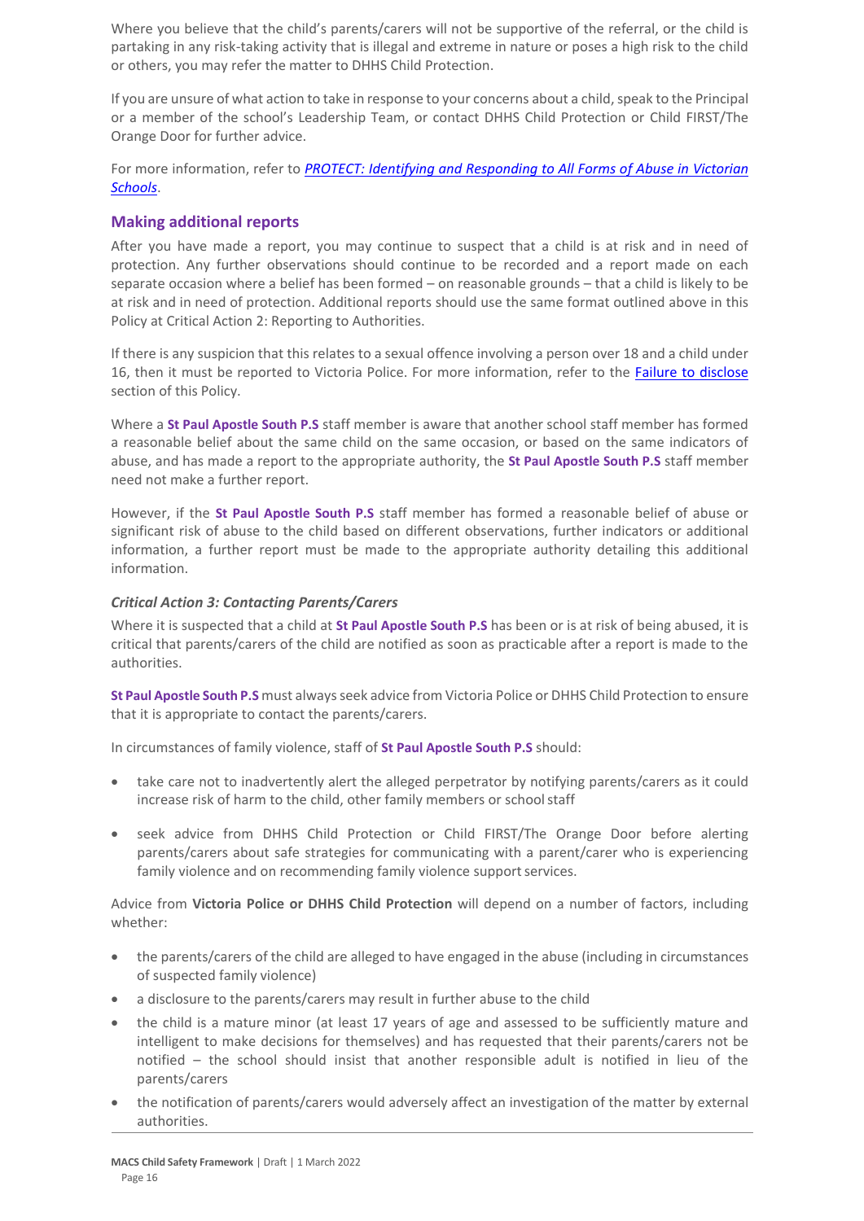Where you believe that the child's parents/carers will not be supportive of the referral, or the child is partaking in any risk-taking activity that is illegal and extreme in nature or poses a high risk to the child or others, you may refer the matter to DHHS Child Protection.

If you are unsure of what action to take in response to your concerns about a child, speak to the Principal or a member of the school's Leadership Team, or contact DHHS Child Protection or Child FIRST/The Orange Door for further advice.

For more information, refer to *PROTECT: Identifying and Responding to All Forms of Abuse in Victorian Schools*.

## Making additional reports

After you have made a report, you may continue to suspect that a child is at risk and in need of protection. Any further observations should continue to be recorded and a report made on each separate occasion where a belief has been formed – on reasonable grounds – that a child is likely to be at risk and in need of protection. Additional reports should use the same format outlined above in this Policy at Critical Action 2: Reporting to Authorities.

If there is any suspicion that this relates to a sexual offence involving a person over 18 and a child under 16, then it must be reported to Victoria Police. For more information, refer to the Failure to disclose section of this Policy.

Where a **St Paul Apostle South P.S** staff member is aware that another school staff member has formed a reasonable belief about the same child on the same occasion, or based on the same indicators of abuse, and has made a report to the appropriate authority, the **St Paul Apostle South P.S** staff member need not make a further report.

However, if the **St Paul Apostle South P.S** staff member has formed a reasonable belief of abuse or significant risk of abuse to the child based on different observations, further indicators or additional information, a further report must be made to the appropriate authority detailing this additional information.

### *Critical Action 3: Contacting Parents/Carers*

Where it is suspected that a child at **St Paul Apostle South P.S** has been or is at risk of being abused, it is critical that parents/carers of the child are notified as soon as practicable after a report is made to the authorities.

**St Paul Apostle South P.S** must always seek advice from Victoria Police or DHHS Child Protection to ensure that it is appropriate to contact the parents/carers.

In circumstances of family violence, staff of **St Paul Apostle South P.S** should:

- take care not to inadvertently alert the alleged perpetrator by notifying parents/carers as it could increase risk of harm to the child, other family members or school staff
- seek advice from DHHS Child Protection or Child FIRST/The Orange Door before alerting parents/carers about safe strategies for communicating with a parent/carer who is experiencing family violence and on recommending family violence support services.

Advice from **Victoria Police or DHHS Child Protection** will depend on a number of factors, including whether:

- the parents/carers of the child are alleged to have engaged in the abuse (including in circumstances of suspected family violence)
- a disclosure to the parents/carers may result in further abuse to the child
- the child is a mature minor (at least 17 years of age and assessed to be sufficiently mature and intelligent to make decisions for themselves) and has requested that their parents/carers not be notified – the school should insist that another responsible adult is notified in lieu of the parents/carers
- the notification of parents/carers would adversely affect an investigation of the matter by external authorities.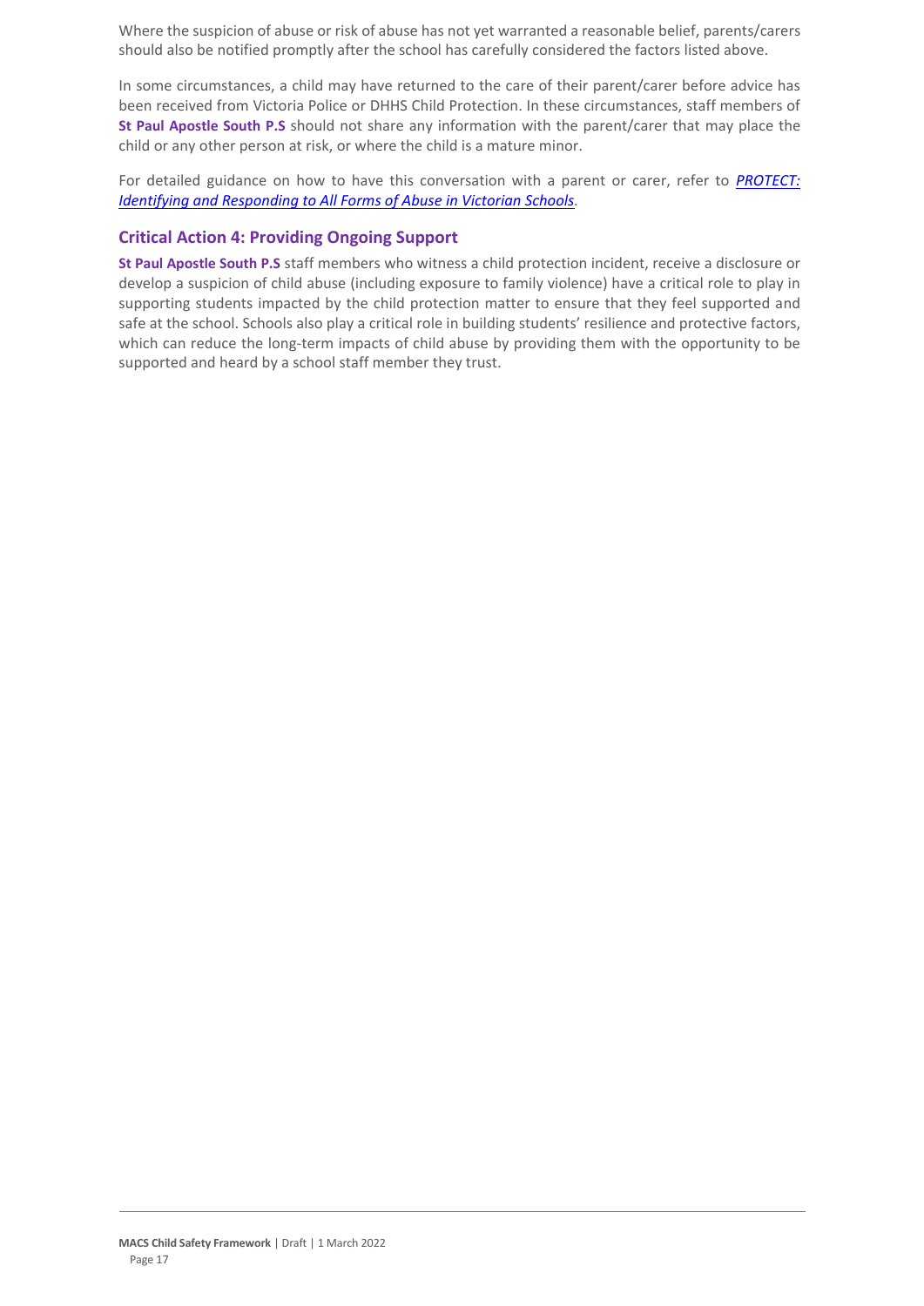Where the suspicion of abuse or risk of abuse has not yet warranted a reasonable belief, parents/carers should also be notified promptly after the school has carefully considered the factors listed above.

In some circumstances, a child may have returned to the care of their parent/carer before advice has been received from Victoria Police or DHHS Child Protection. In these circumstances, staff members of **St Paul Apostle South P.S** should not share any information with the parent/carer that may place the child or any other person at risk, or where the child is a mature minor.

For detailed guidance on how to have this conversation with a parent or carer, refer to *PROTECT: Identifying and Responding to All Forms of Abuse in Victorian Schools*.

### Critical Action 4: Providing Ongoing Support

**St Paul Apostle South P.S** staff members who witness a child protection incident, receive a disclosure or develop a suspicion of child abuse (including exposure to family violence) have a critical role to play in supporting students impacted by the child protection matter to ensure that they feel supported and safe at the school. Schools also play a critical role in building students' resilience and protective factors, which can reduce the long-term impacts of child abuse by providing them with the opportunity to be supported and heard by a school staff member they trust.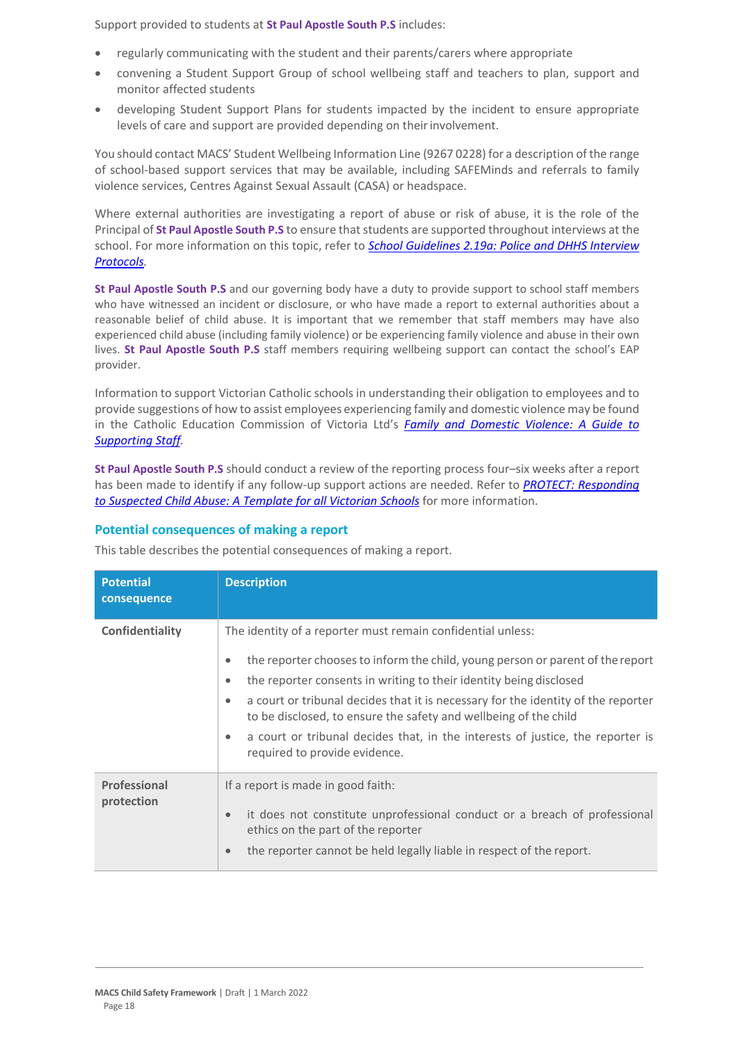Support provided to students at **St Paul Apostle South P.S** includes:

- regularly communicating with the student and their parents/carers where appropriate
- convening a Student Support Group of school wellbeing staff and teachers to plan, support and monitor affected students
- developing Student Support Plans for students impacted by the incident to ensure appropriate levels of care and support are provided depending on their involvement.

You should contact MACS' Student Wellbeing Information Line (9267 0228) for a description of the range of school-based support services that may be available, including SAFEMinds and referrals to family violence services, Centres Against Sexual Assault (CASA) or headspace.

Where external authorities are investigating a report of abuse or risk of abuse, it is the role of the Principal of **St Paul Apostle South P.S** to ensure that students are supported throughout interviews at the school. For more information on this topic, refer to *School Guidelines 2.19a: Police and DHHS Interview Protocols*.

**St Paul Apostle South P.S** and our governing body have a duty to provide support to school staff members who have witnessed an incident or disclosure, or who have made a report to external authorities about a reasonable belief of child abuse. It is important that we remember that staff members may have also experienced child abuse (including family violence) or be experiencing family violence and abuse in their own lives. **St Paul Apostle South P.S** staff members requiring wellbeing support can contact the school's EAP provider.

Information to support Victorian Catholic schools in understanding their obligation to employees and to provide suggestions of how to assist employees experiencing family and domestic violence may be found in the Catholic Education Commission of Victoria Ltd's *Family and Domestic Violence: A Guide to Supporting Staff*.

**St Paul Apostle South P.S** should conduct a review of the reporting process four–six weeks after a report has been made to identify if any follow-up support actions are needed. Refer to *PROTECT: Responding to Suspected Child Abuse: A Template for all Victorian Schools* for more information.

## Potential consequences of making a report

This table describes the potential consequences of making a report.

| Potential consequence | Description |
|---|---|
| **Confidentiality** | The identity of a reporter must remain confidential unless:<br>• the reporter chooses to inform the child, young person or parent of the report<br>• the reporter consents in writing to their identity being disclosed<br>• a court or tribunal decides that it is necessary for the identity of the reporter to be disclosed, to ensure the safety and wellbeing of the child<br>• a court or tribunal decides that, in the interests of justice, the reporter is required to provide evidence. |
| **Professional protection** | If a report is made in good faith:<br>• it does not constitute unprofessional conduct or a breach of professional ethics on the part of the reporter<br>• the reporter cannot be held legally liable in respect of the report. |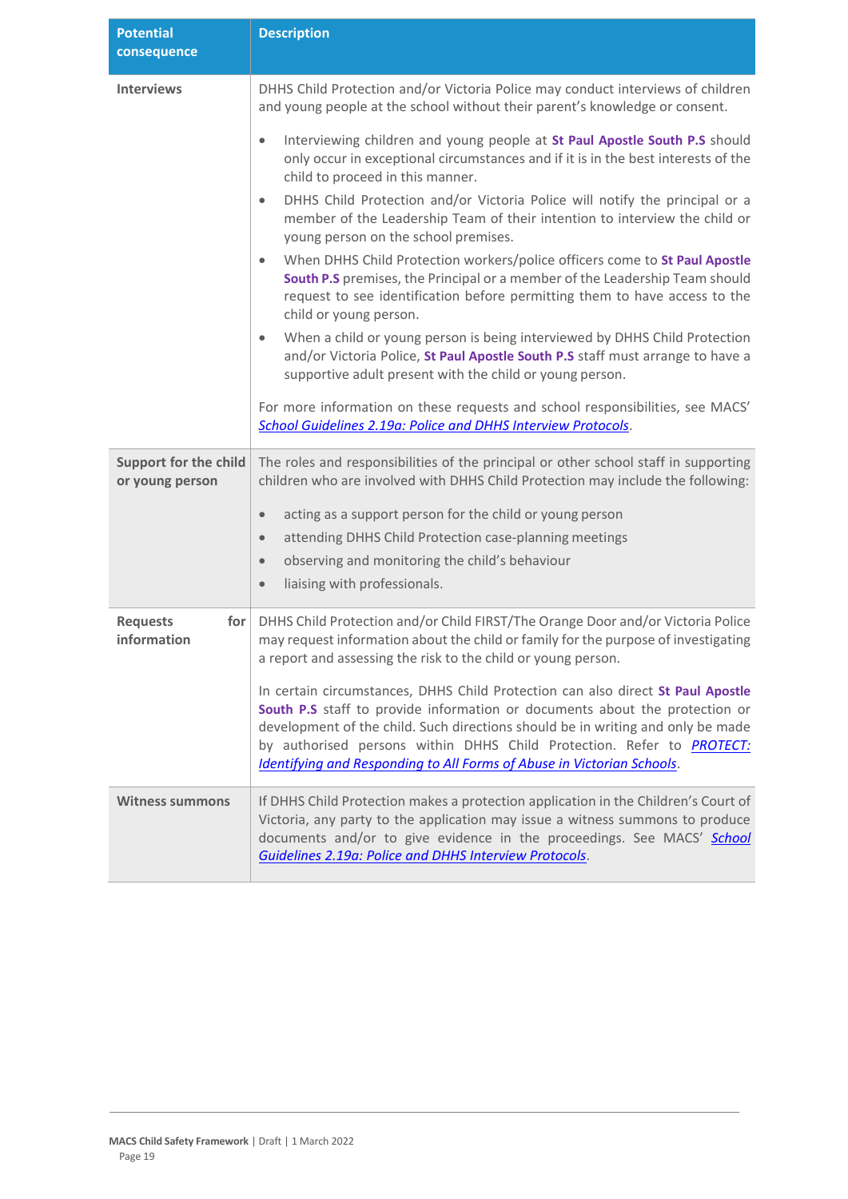| Potential consequence | Description |
|---|---|
| **Interviews** | DHHS Child Protection and/or Victoria Police may conduct interviews of children and young people at the school without their parent's knowledge or consent.<br><br>• Interviewing children and young people at **St Paul Apostle South P.S** should only occur in exceptional circumstances and if it is in the best interests of the child to proceed in this manner.<br>• DHHS Child Protection and/or Victoria Police will notify the principal or a member of the Leadership Team of their intention to interview the child or young person on the school premises.<br>• When DHHS Child Protection workers/police officers come to **St Paul Apostle South P.S** premises, the Principal or a member of the Leadership Team should request to see identification before permitting them to have access to the child or young person.<br>• When a child or young person is being interviewed by DHHS Child Protection and/or Victoria Police, **St Paul Apostle South P.S** staff must arrange to have a supportive adult present with the child or young person.<br><br>For more information on these requests and school responsibilities, see MACS' *School Guidelines 2.19a: Police and DHHS Interview Protocols*. |
| **Support for the child or young person** | The roles and responsibilities of the principal or other school staff in supporting children who are involved with DHHS Child Protection may include the following:<br><br>• acting as a support person for the child or young person<br>• attending DHHS Child Protection case-planning meetings<br>• observing and monitoring the child's behaviour<br>• liaising with professionals. |
| **Requests for information** | DHHS Child Protection and/or Child FIRST/The Orange Door and/or Victoria Police may request information about the child or family for the purpose of investigating a report and assessing the risk to the child or young person.<br><br>In certain circumstances, DHHS Child Protection can also direct **St Paul Apostle South P.S** staff to provide information or documents about the protection or development of the child. Such directions should be in writing and only be made by authorised persons within DHHS Child Protection. Refer to *PROTECT: Identifying and Responding to All Forms of Abuse in Victorian Schools*. |
| **Witness summons** | If DHHS Child Protection makes a protection application in the Children's Court of Victoria, any party to the application may issue a witness summons to produce documents and/or to give evidence in the proceedings. See MACS' *School Guidelines 2.19a: Police and DHHS Interview Protocols*. |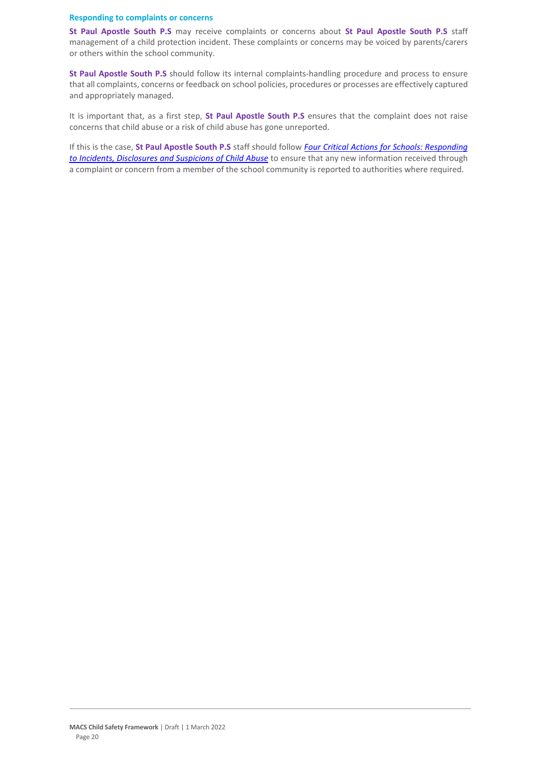### Responding to complaints or concerns

**St Paul Apostle South P.S** may receive complaints or concerns about **St Paul Apostle South P.S** staff management of a child protection incident. These complaints or concerns may be voiced by parents/carers or others within the school community.

**St Paul Apostle South P.S** should follow its internal complaints-handling procedure and process to ensure that all complaints, concerns or feedback on school policies, procedures or processes are effectively captured and appropriately managed.

It is important that, as a first step, **St Paul Apostle South P.S** ensures that the complaint does not raise concerns that child abuse or a risk of child abuse has gone unreported.

If this is the case, **St Paul Apostle South P.S** staff should follow *Four Critical Actions for Schools: Responding to Incidents, Disclosures and Suspicions of Child Abuse* to ensure that any new information received through a complaint or concern from a member of the school community is reported to authorities where required.